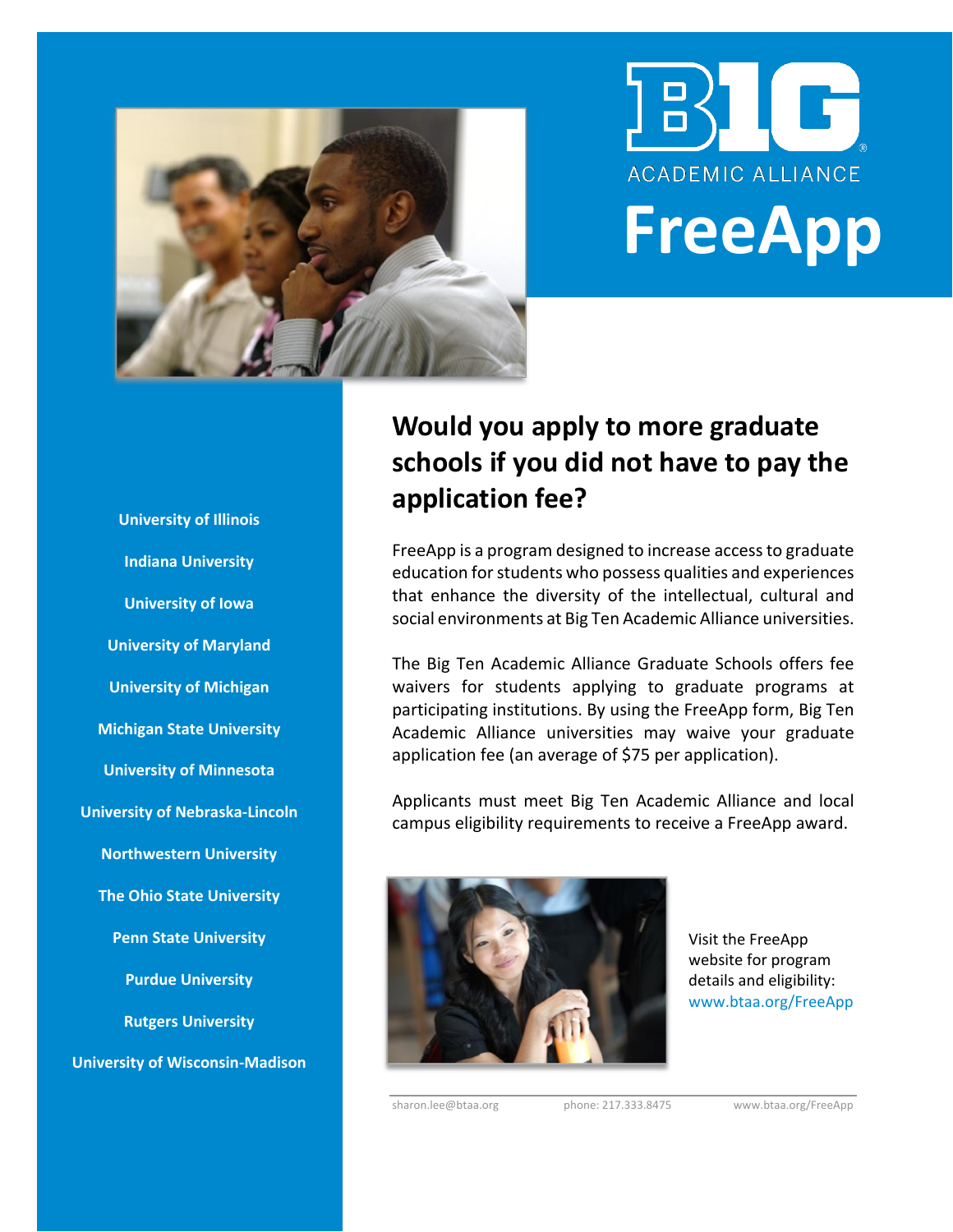# BIG ACADEMIC ALLIANCE FreeApp

University of Illinois

Indiana University

University of Iowa

University of Maryland

University of Michigan

Michigan State University

University of Minnesota

University of Nebraska-Lincoln

Northwestern University

The Ohio State University

Penn State University

Purdue University

Rutgers University

University of Wisconsin-Madison

## Would you apply to more graduate schools if you did not have to pay the application fee?

FreeApp is a program designed to increase access to graduate education for students who possess qualities and experiences that enhance the diversity of the intellectual, cultural and social environments at Big Ten Academic Alliance universities.

The Big Ten Academic Alliance Graduate Schools offers fee waivers for students applying to graduate programs at participating institutions. By using the FreeApp form, Big Ten Academic Alliance universities may waive your graduate application fee (an average of $75 per application).

Applicants must meet Big Ten Academic Alliance and local campus eligibility requirements to receive a FreeApp award.

Visit the FreeApp website for program details and eligibility: www.btaa.org/FreeApp

sharon.lee@btaa.org | phone: 217.333.8475 | www.btaa.org/FreeApp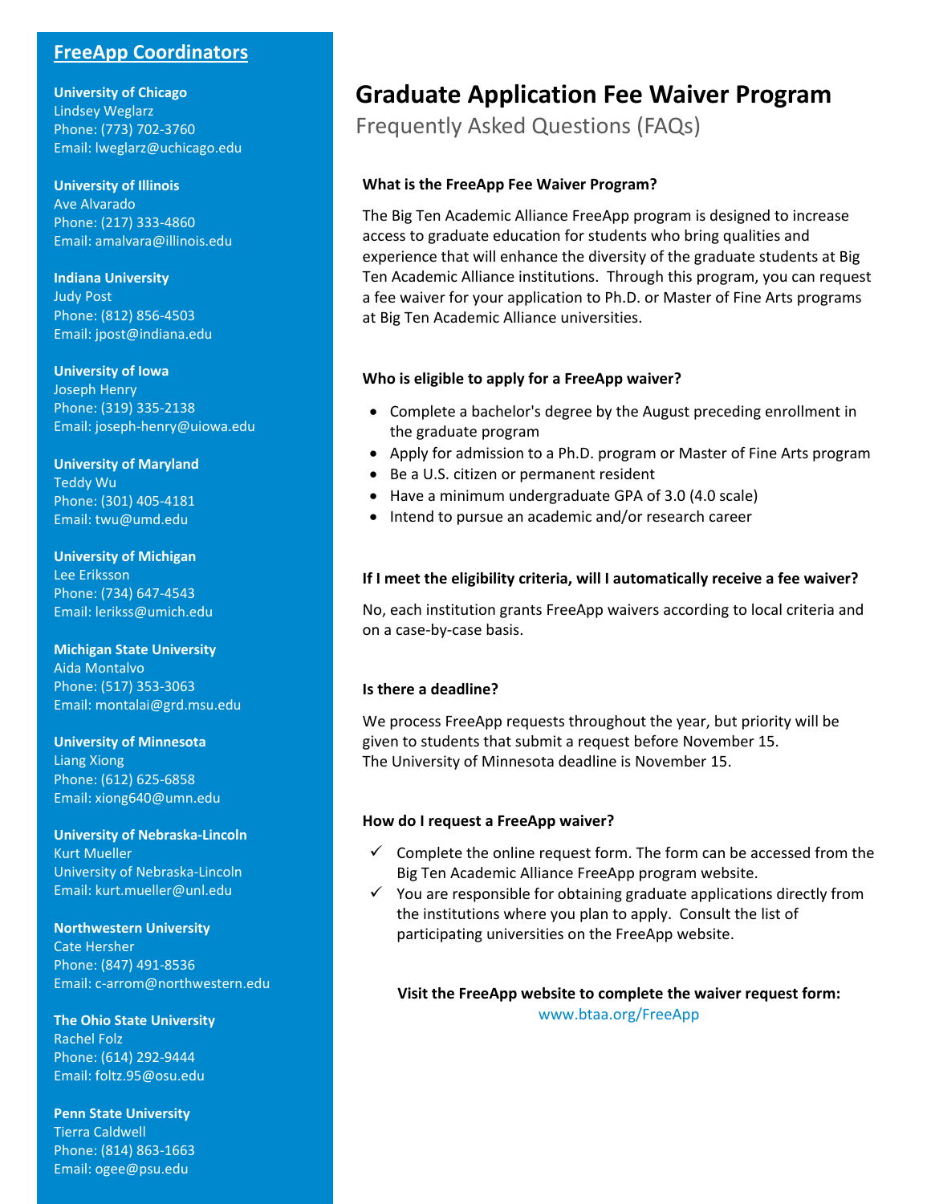## FreeApp Coordinators

**University of Chicago**
Lindsey Weglarz
Phone: (773) 702-3760
Email: lweglarz@uchicago.edu

**University of Illinois**
Ave Alvarado
Phone: (217) 333-4860
Email: amalvara@illinois.edu

**Indiana University**
Judy Post
Phone: (812) 856-4503
Email: jpost@indiana.edu

**University of Iowa**
Joseph Henry
Phone: (319) 335-2138
Email: joseph-henry@uiowa.edu

**University of Maryland**
Teddy Wu
Phone: (301) 405-4181
Email: twu@umd.edu

**University of Michigan**
Lee Eriksson
Phone: (734) 647-4543
Email: lerikss@umich.edu

**Michigan State University**
Aida Montalvo
Phone: (517) 353-3063
Email: montalai@grd.msu.edu

**University of Minnesota**
Liang Xiong
Phone: (612) 625-6858
Email: xiong640@umn.edu

**University of Nebraska-Lincoln**
Kurt Mueller
University of Nebraska-Lincoln
Email: kurt.mueller@unl.edu

**Northwestern University**
Cate Hersher
Phone: (847) 491-8536
Email: c-arrom@northwestern.edu

**The Ohio State University**
Rachel Folz
Phone: (614) 292-9444
Email: foltz.95@osu.edu

**Penn State University**
Tierra Caldwell
Phone: (814) 863-1663
Email: ogee@psu.edu

# Graduate Application Fee Waiver Program

## Frequently Asked Questions (FAQs)

**What is the FreeApp Fee Waiver Program?**

The Big Ten Academic Alliance FreeApp program is designed to increase access to graduate education for students who bring qualities and experience that will enhance the diversity of the graduate students at Big Ten Academic Alliance institutions. Through this program, you can request a fee waiver for your application to Ph.D. or Master of Fine Arts programs at Big Ten Academic Alliance universities.

**Who is eligible to apply for a FreeApp waiver?**

- Complete a bachelor's degree by the August preceding enrollment in the graduate program
- Apply for admission to a Ph.D. program or Master of Fine Arts program
- Be a U.S. citizen or permanent resident
- Have a minimum undergraduate GPA of 3.0 (4.0 scale)
- Intend to pursue an academic and/or research career

**If I meet the eligibility criteria, will I automatically receive a fee waiver?**

No, each institution grants FreeApp waivers according to local criteria and on a case-by-case basis.

**Is there a deadline?**

We process FreeApp requests throughout the year, but priority will be given to students that submit a request before November 15.
The University of Minnesota deadline is November 15.

**How do I request a FreeApp waiver?**

- ✓ Complete the online request form. The form can be accessed from the Big Ten Academic Alliance FreeApp program website.
- ✓ You are responsible for obtaining graduate applications directly from the institutions where you plan to apply. Consult the list of participating universities on the FreeApp website.

**Visit the FreeApp website to complete the waiver request form:**
www.btaa.org/FreeApp